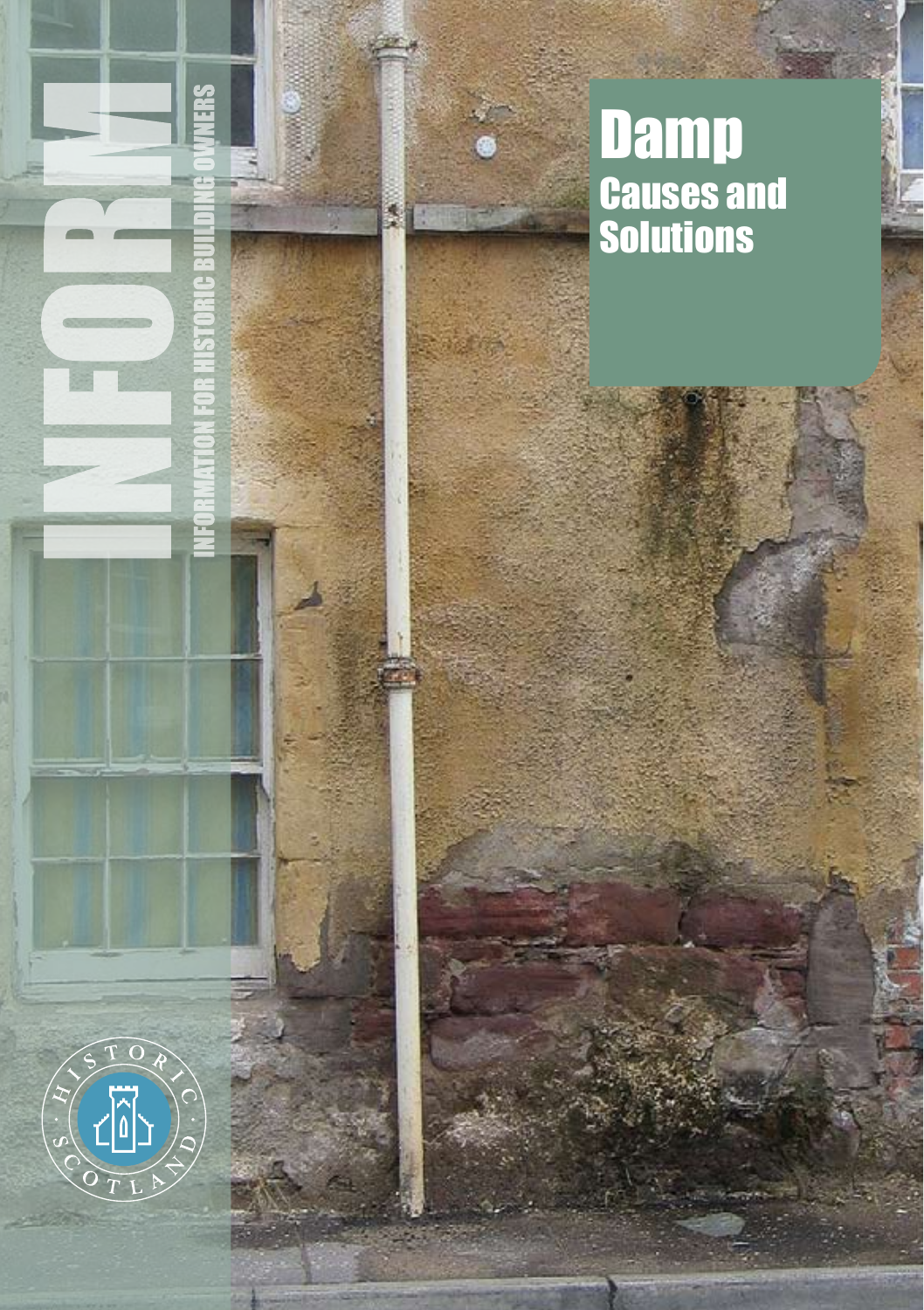# INFORM

INFORMATION FOR HISTORIC BUILDING OWNERS

# Damp

## Causes and Solutions

HISTORIC SCOTLAND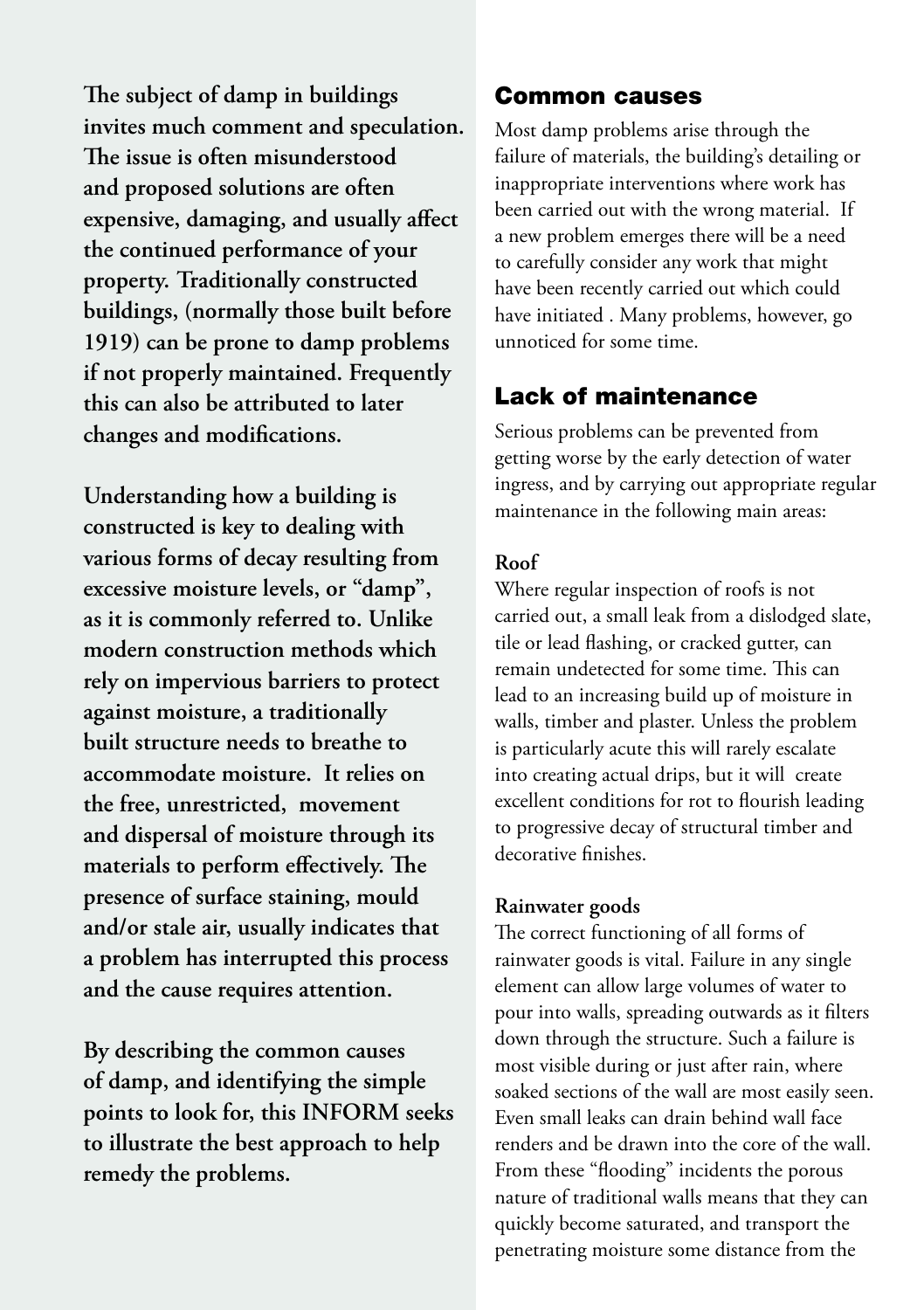**The subject of damp in buildings invites much comment and speculation. The issue is often misunderstood and proposed solutions are often expensive, damaging, and usually affect the continued performance of your property. Traditionally constructed buildings, (normally those built before 1919) can be prone to damp problems if not properly maintained. Frequently this can also be attributed to later changes and modifications.**

**Understanding how a building is constructed is key to dealing with various forms of decay resulting from excessive moisture levels, or "damp", as it is commonly referred to. Unlike modern construction methods which rely on impervious barriers to protect against moisture, a traditionally built structure needs to breathe to accommodate moisture. It relies on the free, unrestricted, movement and dispersal of moisture through its materials to perform effectively. The presence of surface staining, mould and/or stale air, usually indicates that a problem has interrupted this process and the cause requires attention.**

**By describing the common causes of damp, and identifying the simple points to look for, this INFORM seeks to illustrate the best approach to help remedy the problems.**

## Common causes

Most damp problems arise through the failure of materials, the building's detailing or inappropriate interventions where work has been carried out with the wrong material. If a new problem emerges there will be a need to carefully consider any work that might have been recently carried out which could have initiated . Many problems, however, go unnoticed for some time.

## Lack of maintenance

Serious problems can be prevented from getting worse by the early detection of water ingress, and by carrying out appropriate regular maintenance in the following main areas:

### Roof

Where regular inspection of roofs is not carried out, a small leak from a dislodged slate, tile or lead flashing, or cracked gutter, can remain undetected for some time. This can lead to an increasing build up of moisture in walls, timber and plaster. Unless the problem is particularly acute this will rarely escalate into creating actual drips, but it will create excellent conditions for rot to flourish leading to progressive decay of structural timber and decorative finishes.

### Rainwater goods

The correct functioning of all forms of rainwater goods is vital. Failure in any single element can allow large volumes of water to pour into walls, spreading outwards as it filters down through the structure. Such a failure is most visible during or just after rain, where soaked sections of the wall are most easily seen. Even small leaks can drain behind wall face renders and be drawn into the core of the wall. From these "flooding" incidents the porous nature of traditional walls means that they can quickly become saturated, and transport the penetrating moisture some distance from the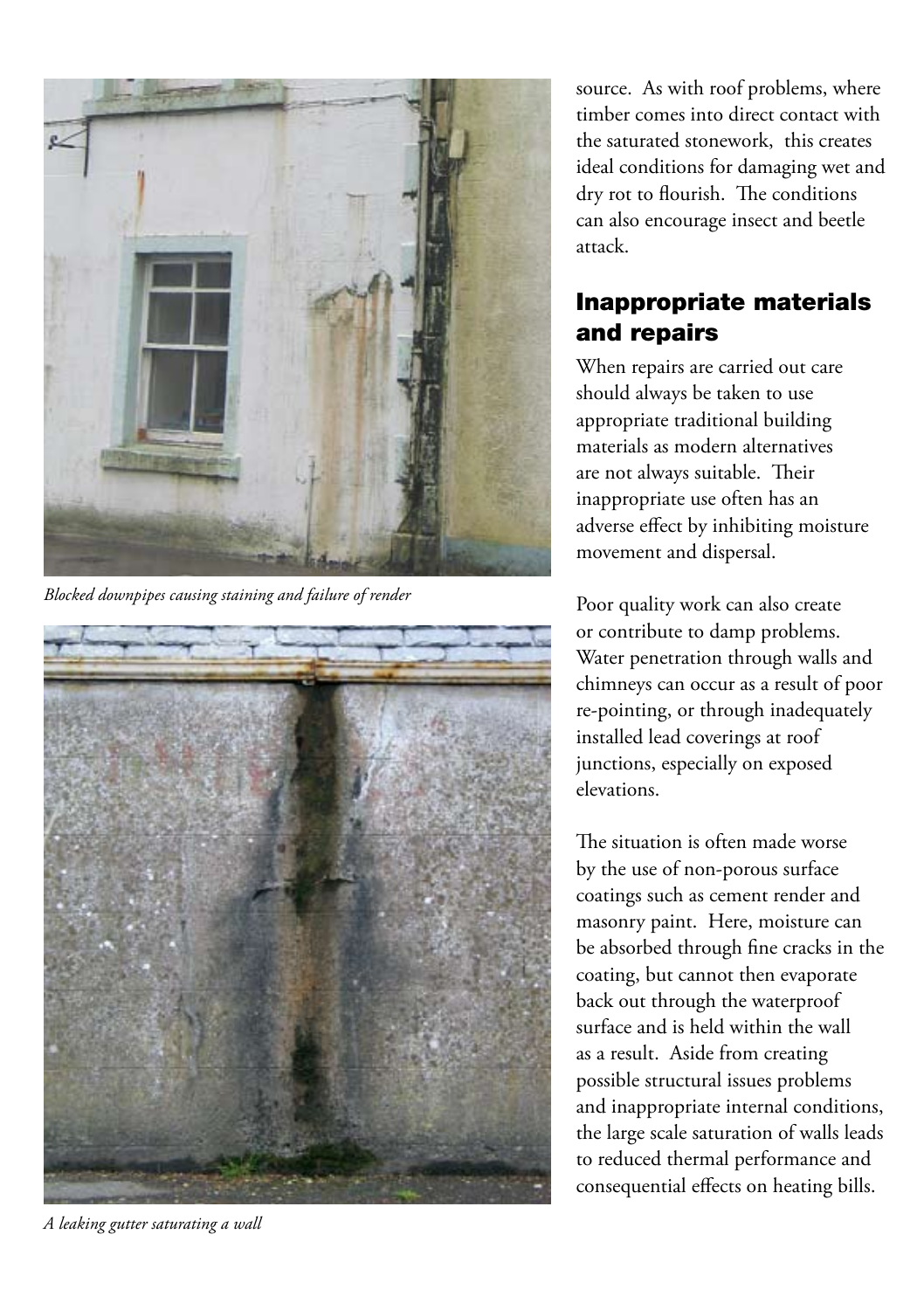*Blocked downpipes causing staining and failure of render*

*A leaking gutter saturating a wall*

source. As with roof problems, where timber comes into direct contact with the saturated stonework, this creates ideal conditions for damaging wet and dry rot to flourish. The conditions can also encourage insect and beetle attack.

## Inappropriate materials and repairs

When repairs are carried out care should always be taken to use appropriate traditional building materials as modern alternatives are not always suitable. Their inappropriate use often has an adverse effect by inhibiting moisture movement and dispersal.

Poor quality work can also create or contribute to damp problems. Water penetration through walls and chimneys can occur as a result of poor re-pointing, or through inadequately installed lead coverings at roof junctions, especially on exposed elevations.

The situation is often made worse by the use of non-porous surface coatings such as cement render and masonry paint. Here, moisture can be absorbed through fine cracks in the coating, but cannot then evaporate back out through the waterproof surface and is held within the wall as a result. Aside from creating possible structural issues problems and inappropriate internal conditions, the large scale saturation of walls leads to reduced thermal performance and consequential effects on heating bills.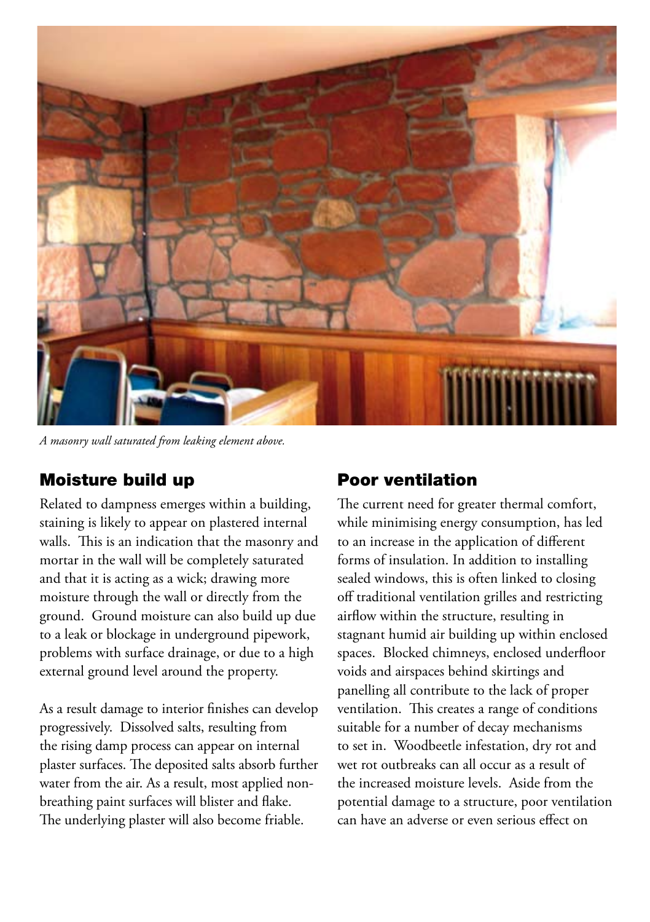*A masonry wall saturated from leaking element above.*

## Moisture build up

Related to dampness emerges within a building, staining is likely to appear on plastered internal walls. This is an indication that the masonry and mortar in the wall will be completely saturated and that it is acting as a wick; drawing more moisture through the wall or directly from the ground. Ground moisture can also build up due to a leak or blockage in underground pipework, problems with surface drainage, or due to a high external ground level around the property.

As a result damage to interior finishes can develop progressively. Dissolved salts, resulting from the rising damp process can appear on internal plaster surfaces. The deposited salts absorb further water from the air. As a result, most applied non-breathing paint surfaces will blister and flake. The underlying plaster will also become friable.

## Poor ventilation

The current need for greater thermal comfort, while minimising energy consumption, has led to an increase in the application of different forms of insulation. In addition to installing sealed windows, this is often linked to closing off traditional ventilation grilles and restricting airflow within the structure, resulting in stagnant humid air building up within enclosed spaces. Blocked chimneys, enclosed underfloor voids and airspaces behind skirtings and panelling all contribute to the lack of proper ventilation. This creates a range of conditions suitable for a number of decay mechanisms to set in. Woodbeetle infestation, dry rot and wet rot outbreaks can all occur as a result of the increased moisture levels. Aside from the potential damage to a structure, poor ventilation can have an adverse or even serious effect on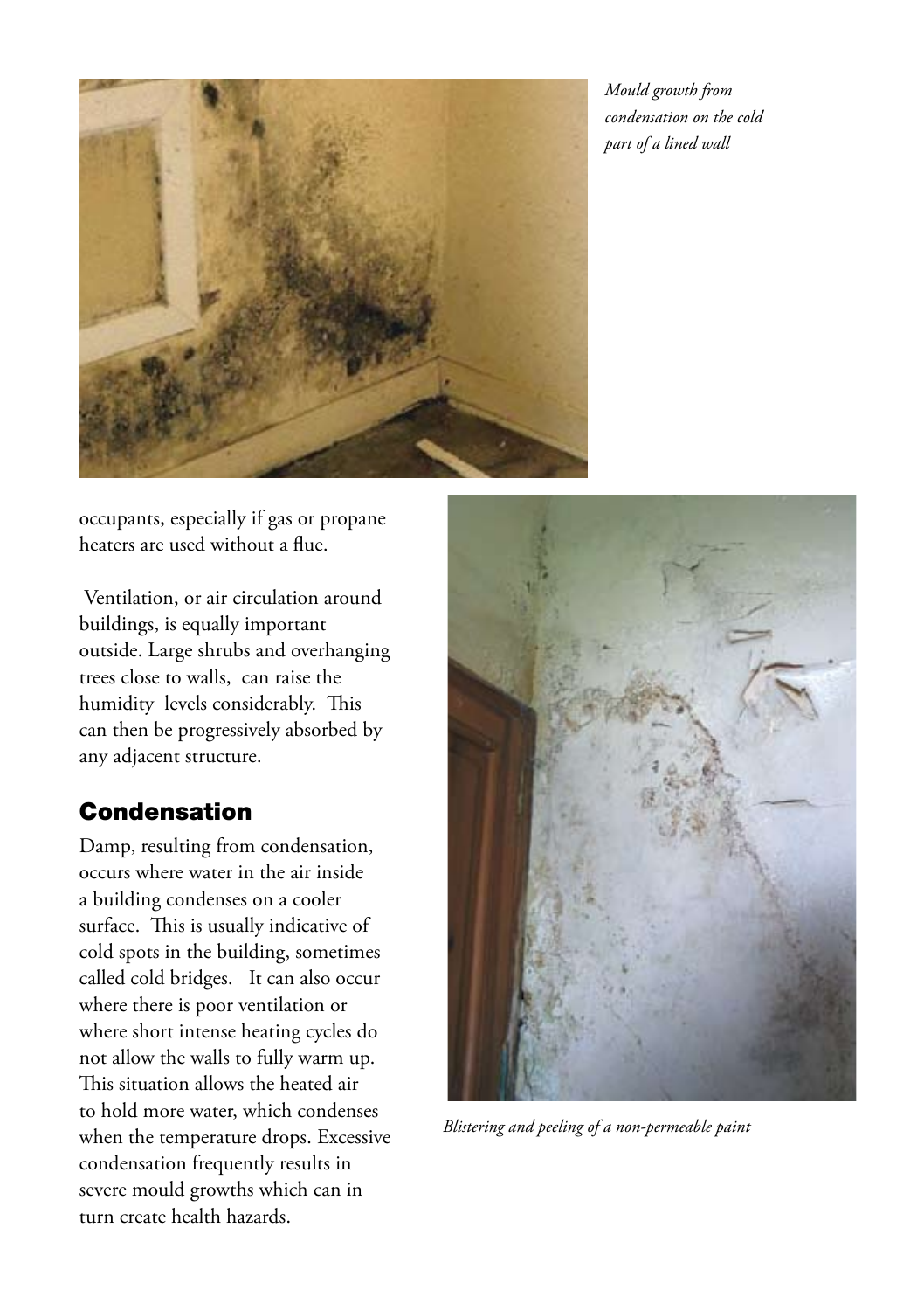*Mould growth from condensation on the cold part of a lined wall*

occupants, especially if gas or propane heaters are used without a flue.

Ventilation, or air circulation around buildings, is equally important outside. Large shrubs and overhanging trees close to walls, can raise the humidity levels considerably. This can then be progressively absorbed by any adjacent structure.

## Condensation

Damp, resulting from condensation, occurs where water in the air inside a building condenses on a cooler surface. This is usually indicative of cold spots in the building, sometimes called cold bridges. It can also occur where there is poor ventilation or where short intense heating cycles do not allow the walls to fully warm up. This situation allows the heated air to hold more water, which condenses when the temperature drops. Excessive condensation frequently results in severe mould growths which can in turn create health hazards.

*Blistering and peeling of a non-permeable paint*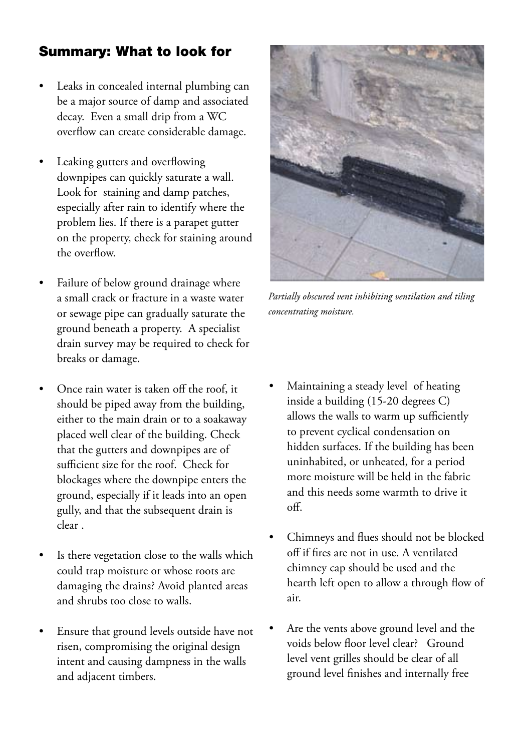## Summary: What to look for

- Leaks in concealed internal plumbing can be a major source of damp and associated decay. Even a small drip from a WC overflow can create considerable damage.

- Leaking gutters and overflowing downpipes can quickly saturate a wall. Look for staining and damp patches, especially after rain to identify where the problem lies. If there is a parapet gutter on the property, check for staining around the overflow.

- Failure of below ground drainage where a small crack or fracture in a waste water or sewage pipe can gradually saturate the ground beneath a property. A specialist drain survey may be required to check for breaks or damage.

- Once rain water is taken off the roof, it should be piped away from the building, either to the main drain or to a soakaway placed well clear of the building. Check that the gutters and downpipes are of sufficient size for the roof. Check for blockages where the downpipe enters the ground, especially if it leads into an open gully, and that the subsequent drain is clear .

- Is there vegetation close to the walls which could trap moisture or whose roots are damaging the drains? Avoid planted areas and shrubs too close to walls.

- Ensure that ground levels outside have not risen, compromising the original design intent and causing dampness in the walls and adjacent timbers.

*Partially obscured vent inhibiting ventilation and tiling concentrating moisture.*

- Maintaining a steady level of heating inside a building (15-20 degrees C) allows the walls to warm up sufficiently to prevent cyclical condensation on hidden surfaces. If the building has been uninhabited, or unheated, for a period more moisture will be held in the fabric and this needs some warmth to drive it off.

- Chimneys and flues should not be blocked off if fires are not in use. A ventilated chimney cap should be used and the hearth left open to allow a through flow of air.

- Are the vents above ground level and the voids below floor level clear? Ground level vent grilles should be clear of all ground level finishes and internally free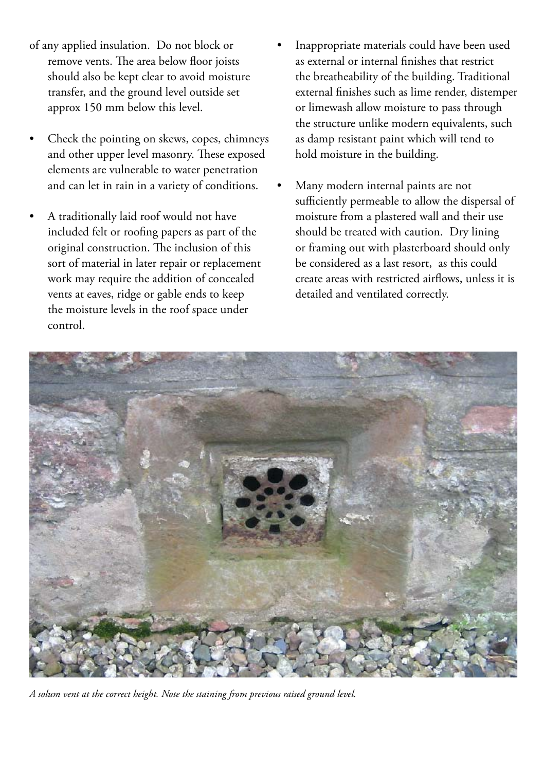of any applied insulation. Do not block or remove vents. The area below floor joists should also be kept clear to avoid moisture transfer, and the ground level outside set approx 150 mm below this level.

- Check the pointing on skews, copes, chimneys and other upper level masonry. These exposed elements are vulnerable to water penetration and can let in rain in a variety of conditions.

- A traditionally laid roof would not have included felt or roofing papers as part of the original construction. The inclusion of this sort of material in later repair or replacement work may require the addition of concealed vents at eaves, ridge or gable ends to keep the moisture levels in the roof space under control.

- Inappropriate materials could have been used as external or internal finishes that restrict the breatheability of the building. Traditional external finishes such as lime render, distemper or limewash allow moisture to pass through the structure unlike modern equivalents, such as damp resistant paint which will tend to hold moisture in the building.

- Many modern internal paints are not sufficiently permeable to allow the dispersal of moisture from a plastered wall and their use should be treated with caution. Dry lining or framing out with plasterboard should only be considered as a last resort, as this could create areas with restricted airflows, unless it is detailed and ventilated correctly.

*A solum vent at the correct height. Note the staining from previous raised ground level.*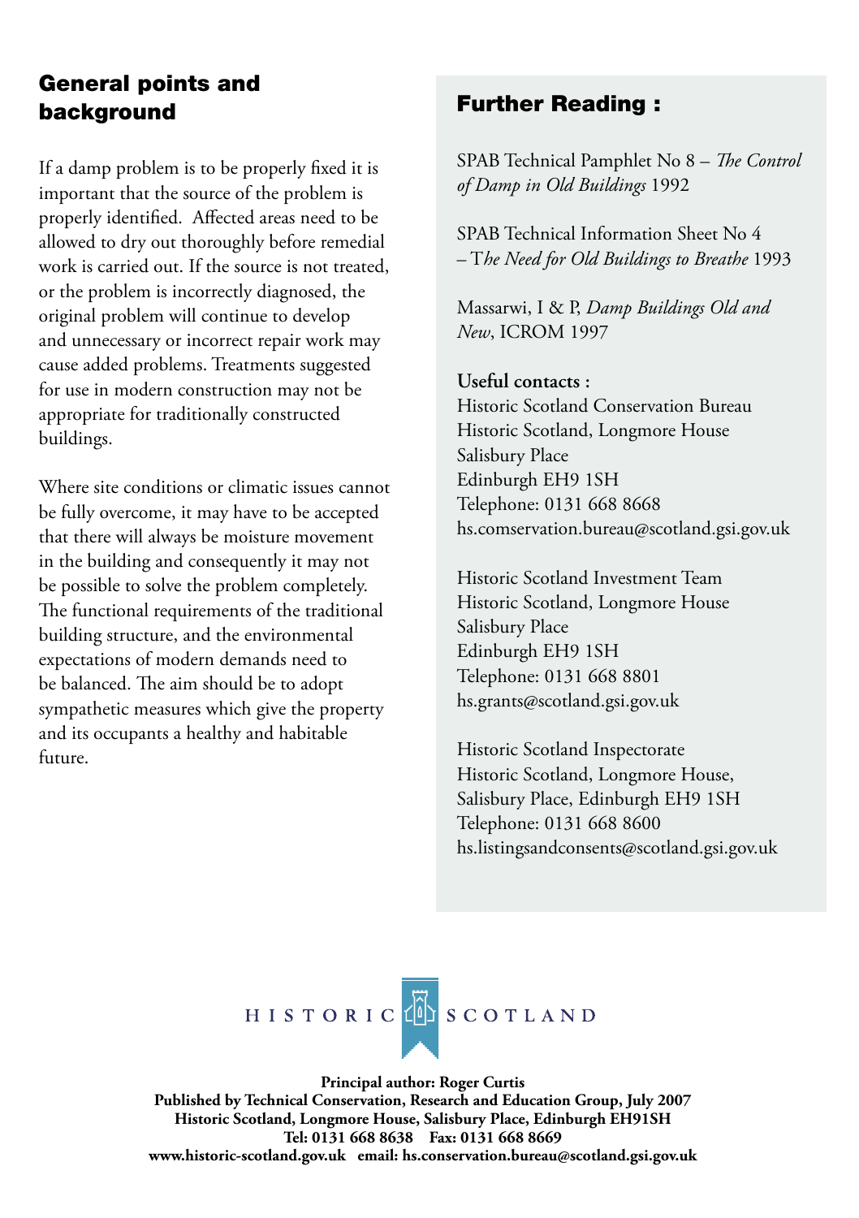## General points and background

If a damp problem is to be properly fixed it is important that the source of the problem is properly identified. Affected areas need to be allowed to dry out thoroughly before remedial work is carried out. If the source is not treated, or the problem is incorrectly diagnosed, the original problem will continue to develop and unnecessary or incorrect repair work may cause added problems. Treatments suggested for use in modern construction may not be appropriate for traditionally constructed buildings.

Where site conditions or climatic issues cannot be fully overcome, it may have to be accepted that there will always be moisture movement in the building and consequently it may not be possible to solve the problem completely. The functional requirements of the traditional building structure, and the environmental expectations of modern demands need to be balanced. The aim should be to adopt sympathetic measures which give the property and its occupants a healthy and habitable future.

## Further Reading :

SPAB Technical Pamphlet No 8 – *The Control of Damp in Old Buildings* 1992

SPAB Technical Information Sheet No 4 – T*he Need for Old Buildings to Breathe* 1993

Massarwi, I & P, *Damp Buildings Old and New*, ICROM 1997

**Useful contacts :**
Historic Scotland Conservation Bureau
Historic Scotland, Longmore House
Salisbury Place
Edinburgh EH9 1SH
Telephone: 0131 668 8668
hs.comservation.bureau@scotland.gsi.gov.uk

Historic Scotland Investment Team
Historic Scotland, Longmore House
Salisbury Place
Edinburgh EH9 1SH
Telephone: 0131 668 8801
hs.grants@scotland.gsi.gov.uk

Historic Scotland Inspectorate
Historic Scotland, Longmore House,
Salisbury Place, Edinburgh EH9 1SH
Telephone: 0131 668 8600
hs.listingsandconsents@scotland.gsi.gov.uk

HISTORIC SCOTLAND

**Principal author: Roger Curtis**
**Published by Technical Conservation, Research and Education Group, July 2007**
**Historic Scotland, Longmore House, Salisbury Place, Edinburgh EH91SH**
**Tel: 0131 668 8638 Fax: 0131 668 8669**
**www.historic-scotland.gov.uk email: hs.conservation.bureau@scotland.gsi.gov.uk**